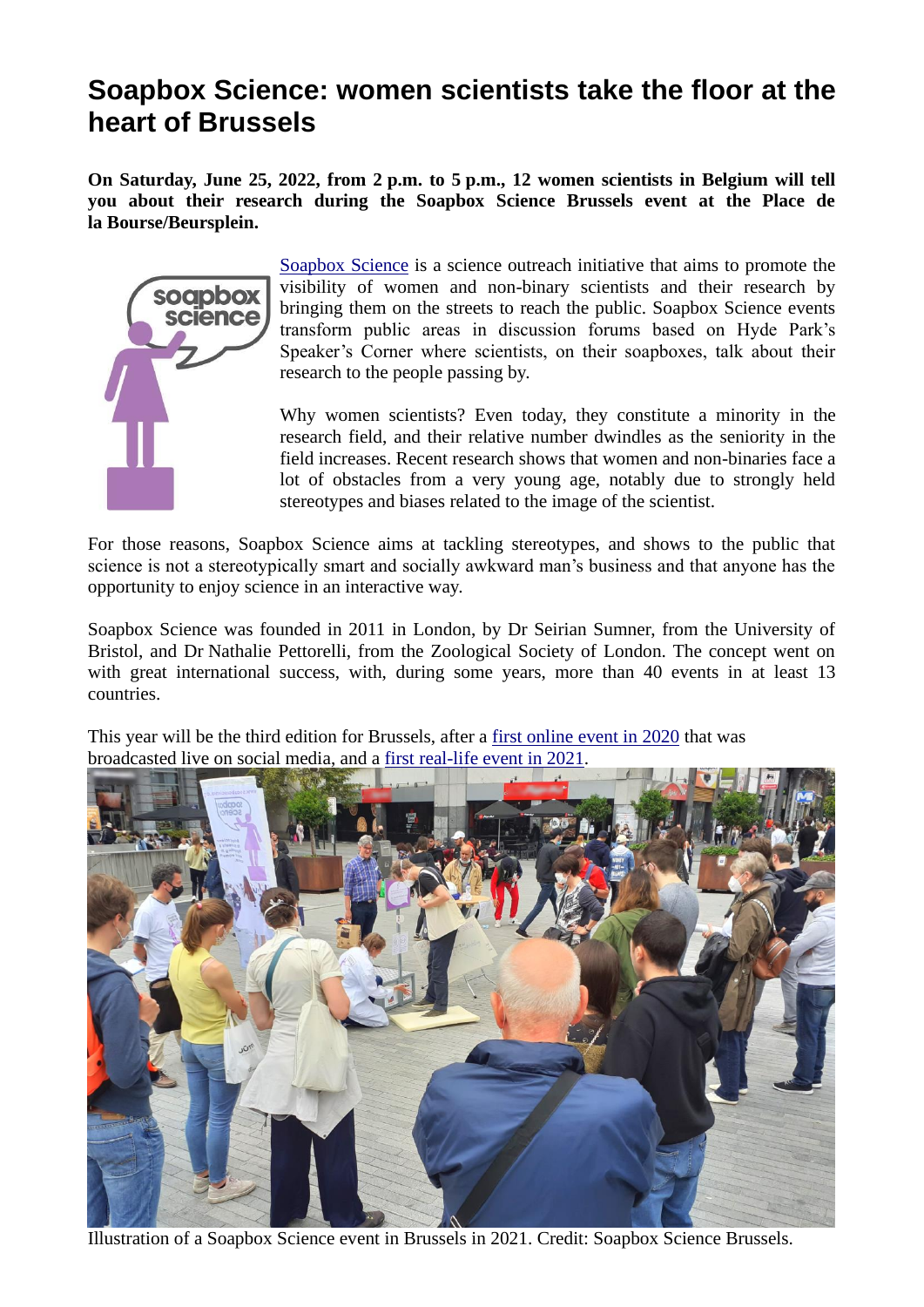# Soapbox Science: women scientists take the floor at the heart of Brussels

**On Saturday, June 25, 2022, from 2 p.m. to 5 p.m., 12 women scientists in Belgium will tell you about their research during the Soapbox Science Brussels event at the Place de la Bourse/Beursplein.**

[Soapbox Science](#) is a science outreach initiative that aims to promote the visibility of women and non-binary scientists and their research by bringing them on the streets to reach the public. Soapbox Science events transform public areas in discussion forums based on Hyde Park's Speaker's Corner where scientists, on their soapboxes, talk about their research to the people passing by.

Why women scientists? Even today, they constitute a minority in the research field, and their relative number dwindles as the seniority in the field increases. Recent research shows that women and non-binaries face a lot of obstacles from a very young age, notably due to strongly held stereotypes and biases related to the image of the scientist.

For those reasons, Soapbox Science aims at tackling stereotypes, and shows to the public that science is not a stereotypically smart and socially awkward man's business and that anyone has the opportunity to enjoy science in an interactive way.

Soapbox Science was founded in 2011 in London, by Dr Seirian Sumner, from the University of Bristol, and Dr Nathalie Pettorelli, from the Zoological Society of London. The concept went on with great international success, with, during some years, more than 40 events in at least 13 countries.

This year will be the third edition for Brussels, after a [first online event in 2020](#) that was broadcasted live on social media, and a [first real-life event in 2021](#).

Illustration of a Soapbox Science event in Brussels in 2021. Credit: Soapbox Science Brussels.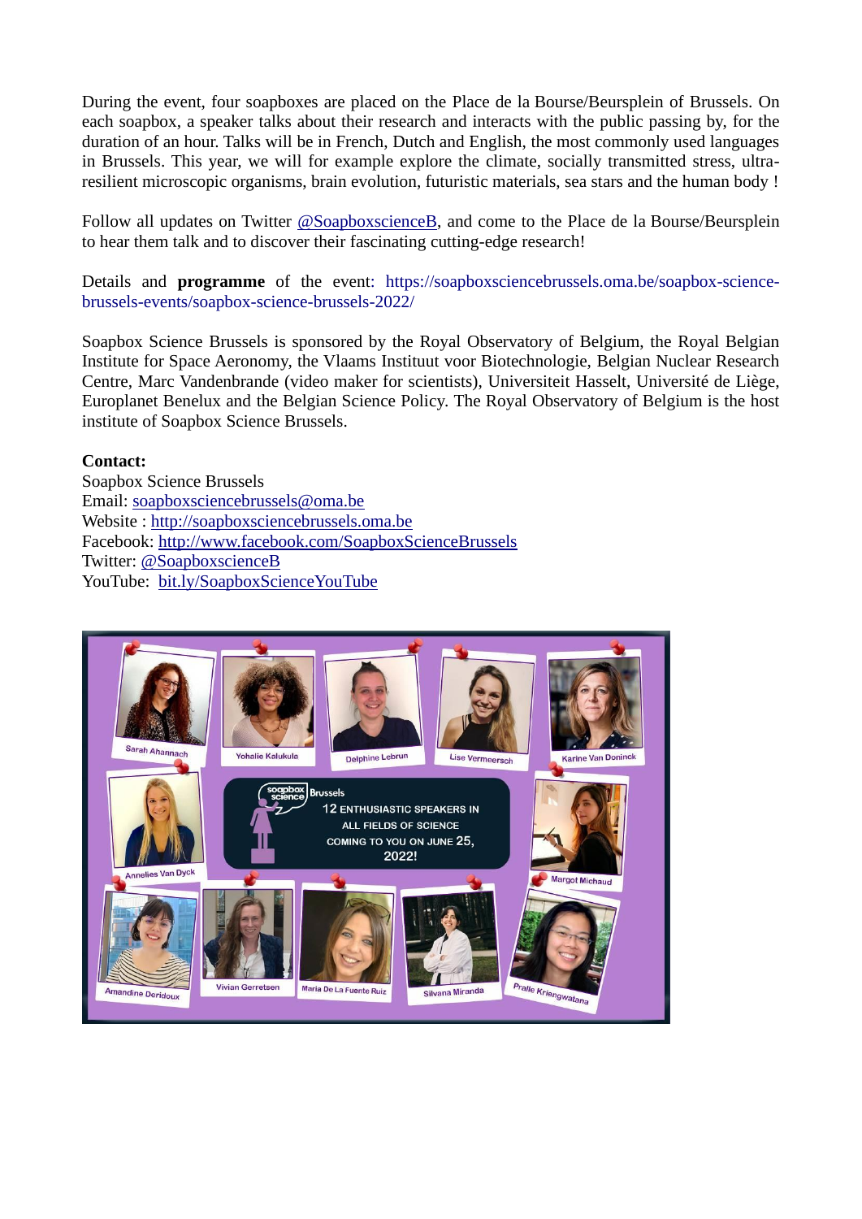During the event, four soapboxes are placed on the Place de la Bourse/Beursplein of Brussels. On each soapbox, a speaker talks about their research and interacts with the public passing by, for the duration of an hour. Talks will be in French, Dutch and English, the most commonly used languages in Brussels. This year, we will for example explore the climate, socially transmitted stress, ultra-resilient microscopic organisms, brain evolution, futuristic materials, sea stars and the human body !

Follow all updates on Twitter @SoapboxscienceB, and come to the Place de la Bourse/Beursplein to hear them talk and to discover their fascinating cutting-edge research!

Details and **programme** of the event: https://soapboxsciencebrussels.oma.be/soapbox-science-brussels-events/soapbox-science-brussels-2022/

Soapbox Science Brussels is sponsored by the Royal Observatory of Belgium, the Royal Belgian Institute for Space Aeronomy, the Vlaams Instituut voor Biotechnologie, Belgian Nuclear Research Centre, Marc Vandenbrande (video maker for scientists), Universiteit Hasselt, Université de Liège, Europlanet Benelux and the Belgian Science Policy. The Royal Observatory of Belgium is the host institute of Soapbox Science Brussels.

**Contact:**
Soapbox Science Brussels
Email: soapboxsciencebrussels@oma.be
Website : http://soapboxsciencebrussels.oma.be
Facebook: http://www.facebook.com/SoapboxScienceBrussels
Twitter: @SoapboxscienceB
YouTube: bit.ly/SoapboxScienceYouTube